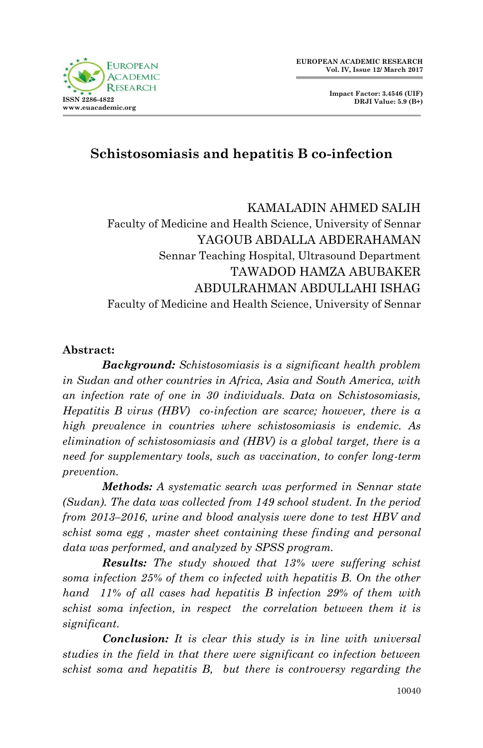# Schistosomiasis and hepatitis B co-infection

KAMALADIN AHMED SALIH
Faculty of Medicine and Health Science, University of Sennar
YAGOUB ABDALLA ABDERAHAMAN
Sennar Teaching Hospital, Ultrasound Department
TAWADOD HAMZA ABUBAKER
ABDULRAHMAN ABDULLAHI ISHAG
Faculty of Medicine and Health Science, University of Sennar

**Abstract:**

***Background:*** *Schistosomiasis is a significant health problem in Sudan and other countries in Africa, Asia and South America, with an infection rate of one in 30 individuals. Data on Schistosomiasis, Hepatitis B virus (HBV) co-infection are scarce; however, there is a high prevalence in countries where schistosomiasis is endemic. As elimination of schistosomiasis and (HBV) is a global target, there is a need for supplementary tools, such as vaccination, to confer long-term prevention.*

***Methods:*** *A systematic search was performed in Sennar state (Sudan). The data was collected from 149 school student. In the period from 2013–2016, urine and blood analysis were done to test HBV and schist soma egg , master sheet containing these finding and personal data was performed, and analyzed by SPSS program.*

***Results:*** *The study showed that 13% were suffering schist soma infection 25% of them co infected with hepatitis B. On the other hand 11% of all cases had hepatitis B infection 29% of them with schist soma infection, in respect the correlation between them it is significant.*

***Conclusion:*** *It is clear this study is in line with universal studies in the field in that there were significant co infection between schist soma and hepatitis B, but there is controversy regarding the*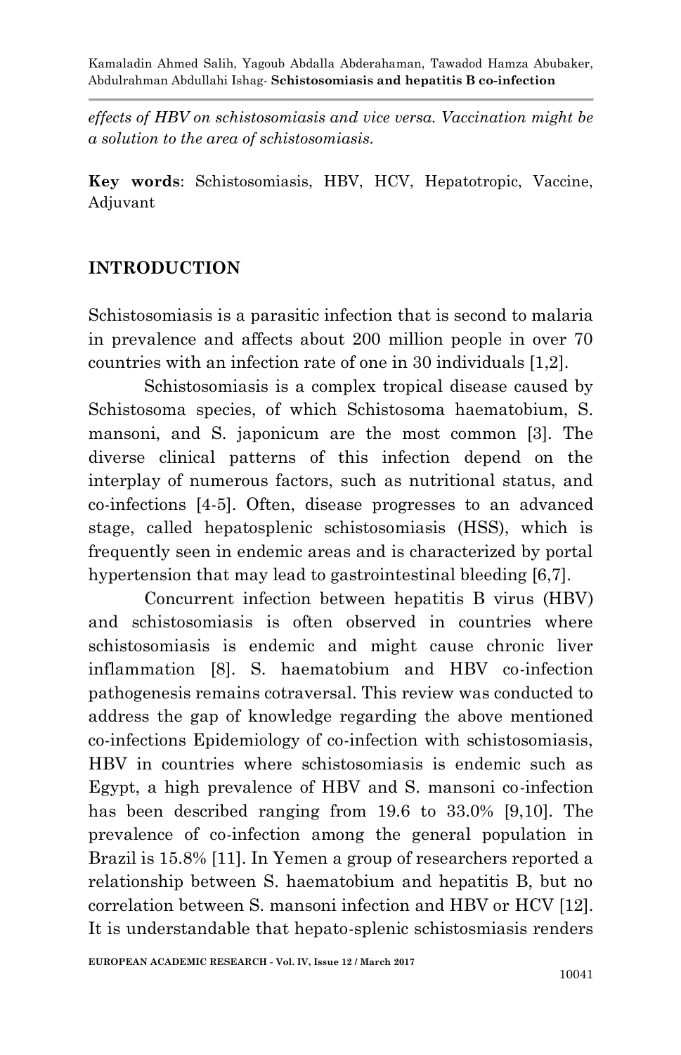*effects of HBV on schistosomiasis and vice versa. Vaccination might be a solution to the area of schistosomiasis.*

**Key words**: Schistosomiasis, HBV, HCV, Hepatotropic, Vaccine, Adjuvant

## INTRODUCTION

Schistosomiasis is a parasitic infection that is second to malaria in prevalence and affects about 200 million people in over 70 countries with an infection rate of one in 30 individuals [1,2].

Schistosomiasis is a complex tropical disease caused by Schistosoma species, of which Schistosoma haematobium, S. mansoni, and S. japonicum are the most common [3]. The diverse clinical patterns of this infection depend on the interplay of numerous factors, such as nutritional status, and co-infections [4-5]. Often, disease progresses to an advanced stage, called hepatosplenic schistosomiasis (HSS), which is frequently seen in endemic areas and is characterized by portal hypertension that may lead to gastrointestinal bleeding [6,7].

Concurrent infection between hepatitis B virus (HBV) and schistosomiasis is often observed in countries where schistosomiasis is endemic and might cause chronic liver inflammation [8]. S. haematobium and HBV co-infection pathogenesis remains cotraversal. This review was conducted to address the gap of knowledge regarding the above mentioned co-infections Epidemiology of co-infection with schistosomiasis, HBV in countries where schistosomiasis is endemic such as Egypt, a high prevalence of HBV and S. mansoni co-infection has been described ranging from 19.6 to 33.0% [9,10]. The prevalence of co-infection among the general population in Brazil is 15.8% [11]. In Yemen a group of researchers reported a relationship between S. haematobium and hepatitis B, but no correlation between S. mansoni infection and HBV or HCV [12]. It is understandable that hepato-splenic schistosmiasis renders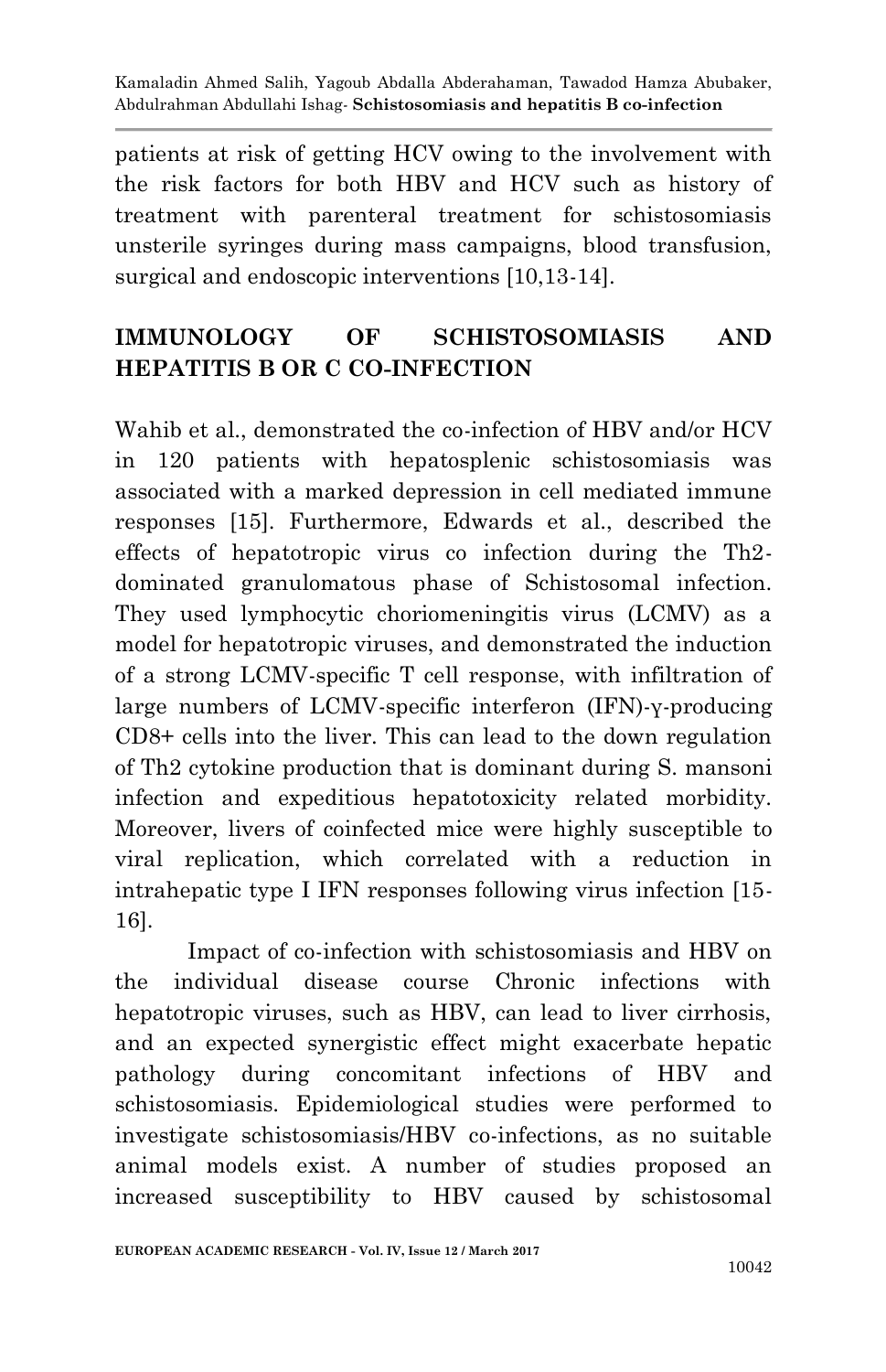patients at risk of getting HCV owing to the involvement with the risk factors for both HBV and HCV such as history of treatment with parenteral treatment for schistosomiasis unsterile syringes during mass campaigns, blood transfusion, surgical and endoscopic interventions [10,13-14].

## IMMUNOLOGY OF SCHISTOSOMIASIS AND HEPATITIS B OR C CO-INFECTION

Wahib et al., demonstrated the co-infection of HBV and/or HCV in 120 patients with hepatosplenic schistosomiasis was associated with a marked depression in cell mediated immune responses [15]. Furthermore, Edwards et al., described the effects of hepatotropic virus co infection during the Th2-dominated granulomatous phase of Schistosomal infection. They used lymphocytic choriomeningitis virus (LCMV) as a model for hepatotropic viruses, and demonstrated the induction of a strong LCMV-specific T cell response, with infiltration of large numbers of LCMV-specific interferon (IFN)-γ-producing CD8+ cells into the liver. This can lead to the down regulation of Th2 cytokine production that is dominant during S. mansoni infection and expeditious hepatotoxicity related morbidity. Moreover, livers of coinfected mice were highly susceptible to viral replication, which correlated with a reduction in intrahepatic type I IFN responses following virus infection [15-16].

Impact of co-infection with schistosomiasis and HBV on the individual disease course Chronic infections with hepatotropic viruses, such as HBV, can lead to liver cirrhosis, and an expected synergistic effect might exacerbate hepatic pathology during concomitant infections of HBV and schistosomiasis. Epidemiological studies were performed to investigate schistosomiasis/HBV co-infections, as no suitable animal models exist. A number of studies proposed an increased susceptibility to HBV caused by schistosomal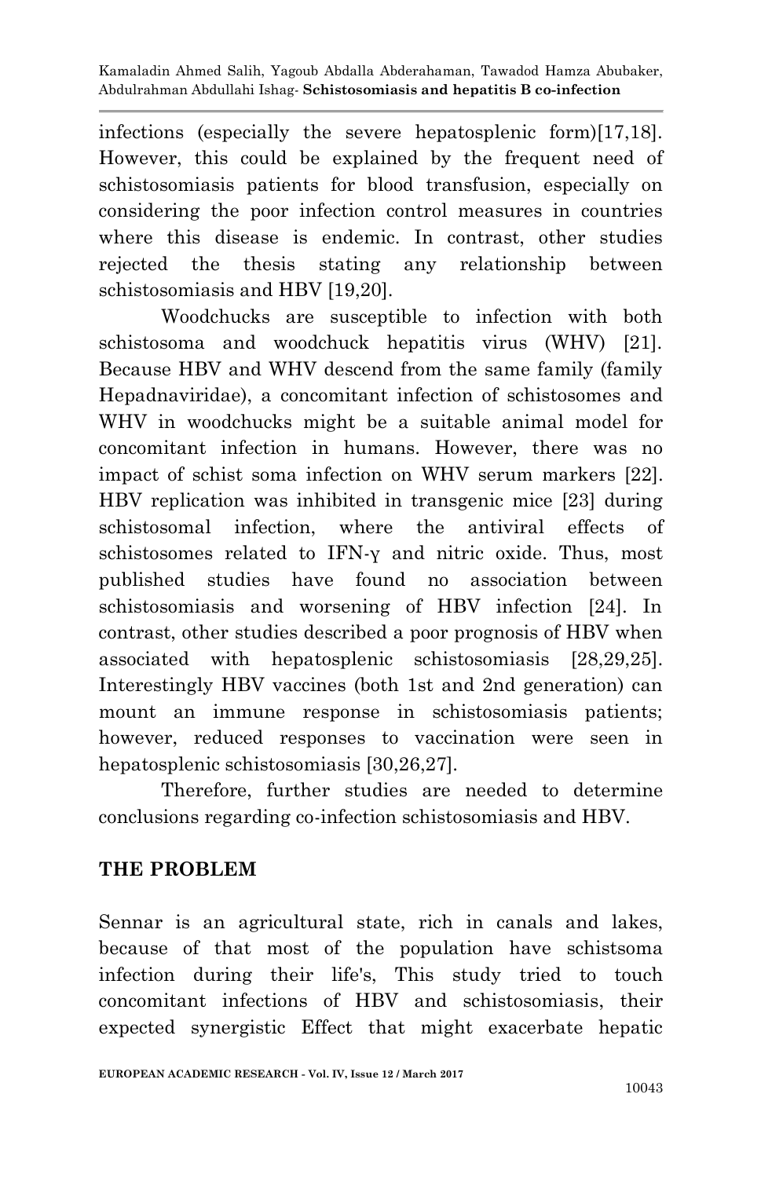infections (especially the severe hepatosplenic form)[17,18]. However, this could be explained by the frequent need of schistosomiasis patients for blood transfusion, especially on considering the poor infection control measures in countries where this disease is endemic. In contrast, other studies rejected the thesis stating any relationship between schistosomiasis and HBV [19,20].

Woodchucks are susceptible to infection with both schistosoma and woodchuck hepatitis virus (WHV) [21]. Because HBV and WHV descend from the same family (family Hepadnaviridae), a concomitant infection of schistosomes and WHV in woodchucks might be a suitable animal model for concomitant infection in humans. However, there was no impact of schist soma infection on WHV serum markers [22]. HBV replication was inhibited in transgenic mice [23] during schistosomal infection, where the antiviral effects of schistosomes related to IFN-γ and nitric oxide. Thus, most published studies have found no association between schistosomiasis and worsening of HBV infection [24]. In contrast, other studies described a poor prognosis of HBV when associated with hepatosplenic schistosomiasis [28,29,25]. Interestingly HBV vaccines (both 1st and 2nd generation) can mount an immune response in schistosomiasis patients; however, reduced responses to vaccination were seen in hepatosplenic schistosomiasis [30,26,27].

Therefore, further studies are needed to determine conclusions regarding co-infection schistosomiasis and HBV.

## THE PROBLEM

Sennar is an agricultural state, rich in canals and lakes, because of that most of the population have schistsoma infection during their life's, This study tried to touch concomitant infections of HBV and schistosomiasis, their expected synergistic Effect that might exacerbate hepatic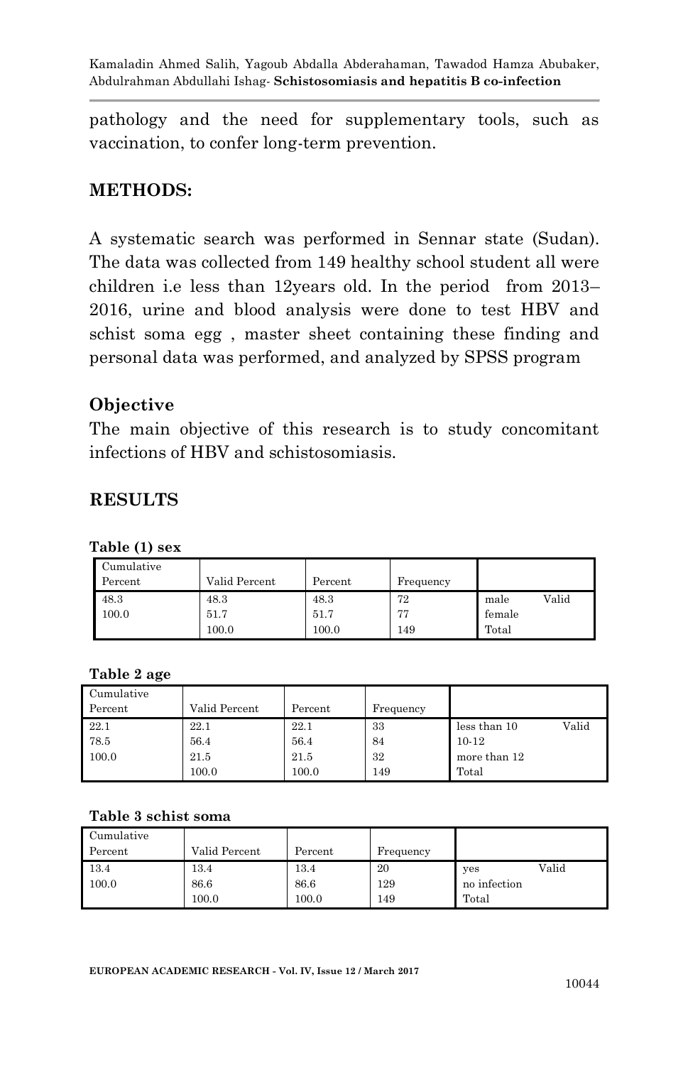pathology and the need for supplementary tools, such as vaccination, to confer long-term prevention.

## METHODS:

A systematic search was performed in Sennar state (Sudan). The data was collected from 149 healthy school student all were children i.e less than 12years old. In the period from 2013–2016, urine and blood analysis were done to test HBV and schist soma egg , master sheet containing these finding and personal data was performed, and analyzed by SPSS program

### Objective

The main objective of this research is to study concomitant infections of HBV and schistosomiasis.

## RESULTS

**Table (1) sex**

| Cumulative Percent | Valid Percent | Percent | Frequency | |
|---|---|---|---|---|
| 48.3 | 48.3 | 48.3 | 72 | male Valid |
| 100.0 | 51.7 | 51.7 | 77 | female |
| | 100.0 | 100.0 | 149 | Total |

**Table 2 age**

| Cumulative Percent | Valid Percent | Percent | Frequency | |
|---|---|---|---|---|
| 22.1 | 22.1 | 22.1 | 33 | less than 10 Valid |
| 78.5 | 56.4 | 56.4 | 84 | 10-12 |
| 100.0 | 21.5 | 21.5 | 32 | more than 12 |
| | 100.0 | 100.0 | 149 | Total |

**Table 3 schist soma**

| Cumulative Percent | Valid Percent | Percent | Frequency | |
|---|---|---|---|---|
| 13.4 | 13.4 | 13.4 | 20 | yes Valid |
| 100.0 | 86.6 | 86.6 | 129 | no infection |
| | 100.0 | 100.0 | 149 | Total |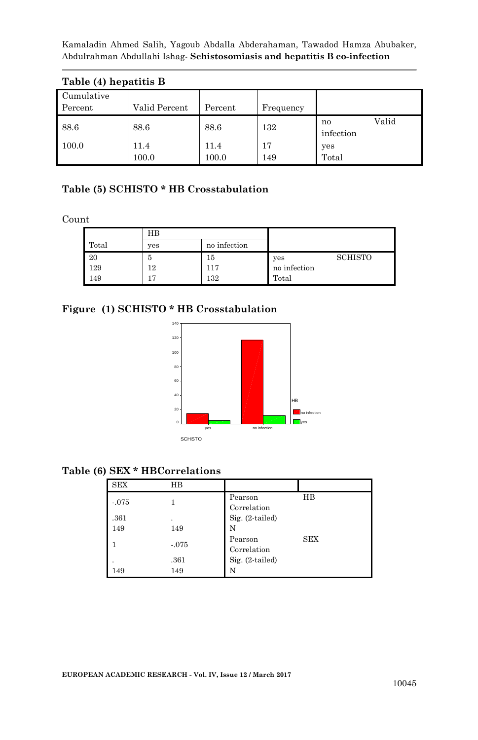**Table (4) hepatitis B**

| Cumulative Percent | Valid Percent | Percent | Frequency | |
|---|---|---|---|---|
| 88.6 | 88.6 | 88.6 | 132 | no infection Valid |
| 100.0 | 11.4 | 11.4 | 17 | yes |
| | 100.0 | 100.0 | 149 | Total |

**Table (5) SCHISTO * HB Crosstabulation**

Count

| | HB | | |
|---|---|---|---|
| Total | yes | no infection | |
| 20 | 5 | 15 | yes SCHISTO |
| 129 | 12 | 117 | no infection |
| 149 | 17 | 132 | Total |

**Figure (1) SCHISTO * HB Crosstabulation**

**Table (6) SEX * HBCorrelations**

| SEX | HB | | |
|---|---|---|---|
| -.075 | 1 | Pearson Correlation | HB |
| .361 | . | Sig. (2-tailed) | |
| 149 | 149 | N | |
| 1 | -.075 | Pearson Correlation | SEX |
| . | .361 | Sig. (2-tailed) | |
| 149 | 149 | N | |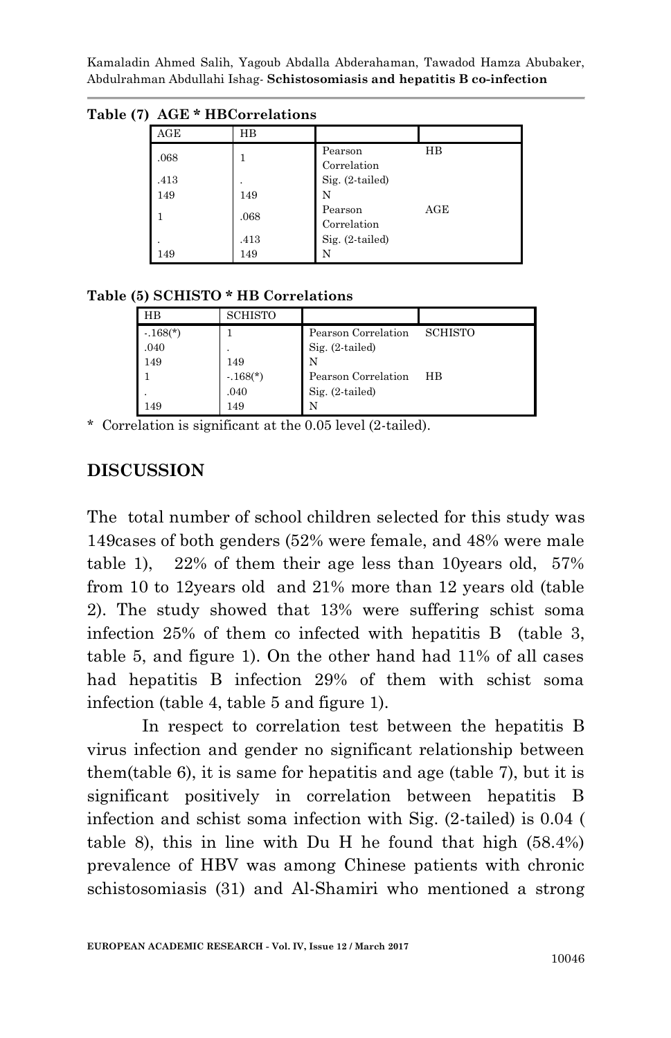**Table (7) AGE * HBCorrelations**

| AGE | HB | | |
|---|---|---|---|
| .068 | 1 | Pearson Correlation | HB |
| .413 | . | Sig. (2-tailed) | |
| 149 | 149 | N | |
| 1 | .068 | Pearson Correlation | AGE |
| . | .413 | Sig. (2-tailed) | |
| 149 | 149 | N | |

**Table (5) SCHISTO * HB Correlations**

| HB | SCHISTO | | |
|---|---|---|---|
| -.168(*) | 1 | Pearson Correlation | SCHISTO |
| .040 | . | Sig. (2-tailed) | |
| 149 | 149 | N | |
| 1 | -.168(*) | Pearson Correlation | HB |
| . | .040 | Sig. (2-tailed) | |
| 149 | 149 | N | |

* Correlation is significant at the 0.05 level (2-tailed).

## DISCUSSION

The total number of school children selected for this study was 149cases of both genders (52% were female, and 48% were male table 1), 22% of them their age less than 10years old, 57% from 10 to 12years old and 21% more than 12 years old (table 2). The study showed that 13% were suffering schist soma infection 25% of them co infected with hepatitis B (table 3, table 5, and figure 1). On the other hand had 11% of all cases had hepatitis B infection 29% of them with schist soma infection (table 4, table 5 and figure 1).

In respect to correlation test between the hepatitis B virus infection and gender no significant relationship between them(table 6), it is same for hepatitis and age (table 7), but it is significant positively in correlation between hepatitis B infection and schist soma infection with Sig. (2-tailed) is 0.04 ( table 8), this in line with Du H he found that high (58.4%) prevalence of HBV was among Chinese patients with chronic schistosomiasis (31) and Al-Shamiri who mentioned a strong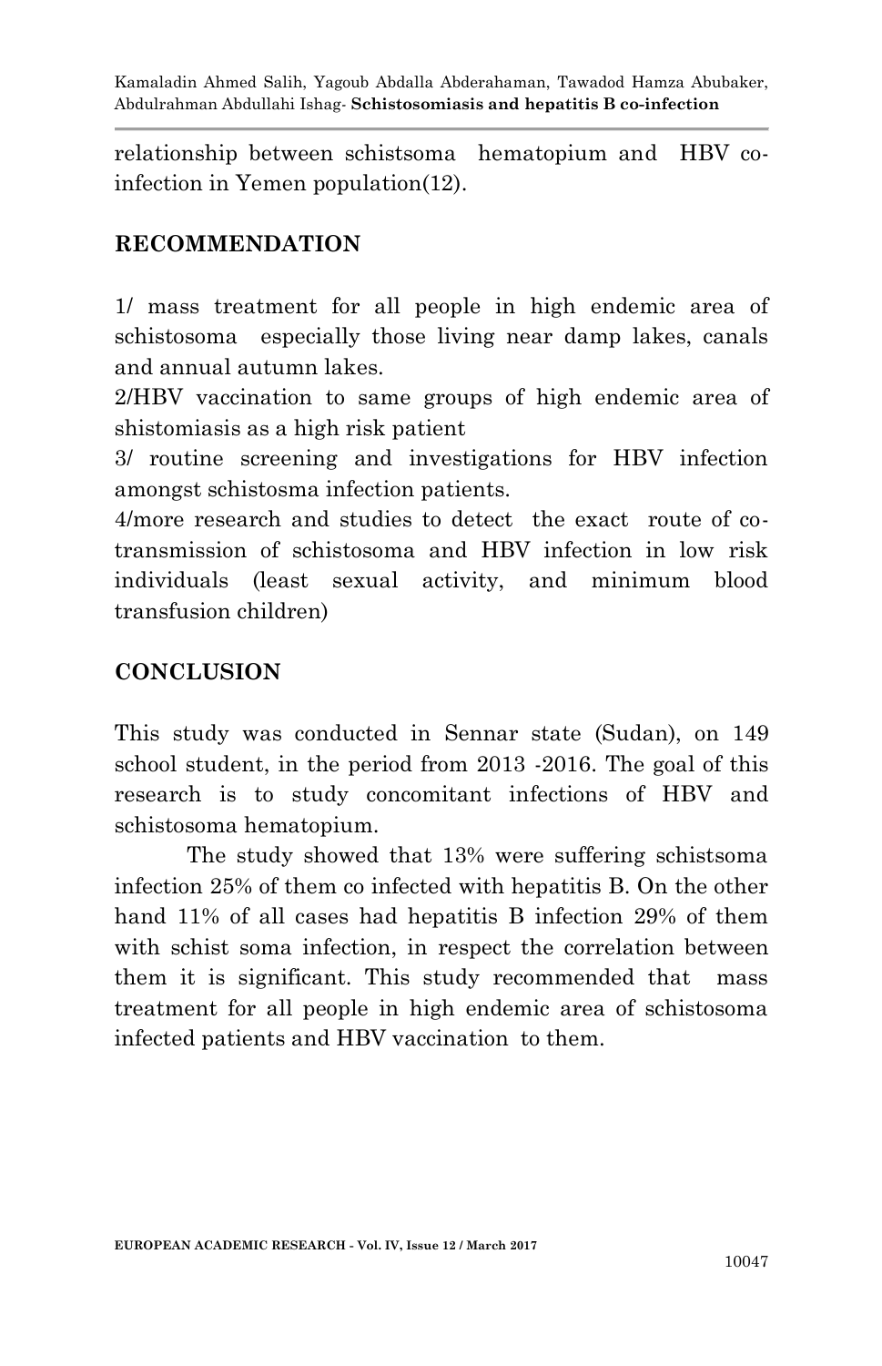relationship between schistsoma hematopium and HBV co-infection in Yemen population(12).

## RECOMMENDATION

1/ mass treatment for all people in high endemic area of schistosoma especially those living near damp lakes, canals and annual autumn lakes.
2/HBV vaccination to same groups of high endemic area of shistomiasis as a high risk patient
3/ routine screening and investigations for HBV infection amongst schistosma infection patients.
4/more research and studies to detect the exact route of co-transmission of schistosoma and HBV infection in low risk individuals (least sexual activity, and minimum blood transfusion children)

## CONCLUSION

This study was conducted in Sennar state (Sudan), on 149 school student, in the period from 2013 -2016. The goal of this research is to study concomitant infections of HBV and schistosoma hematopium.

The study showed that 13% were suffering schistsoma infection 25% of them co infected with hepatitis B. On the other hand 11% of all cases had hepatitis B infection 29% of them with schist soma infection, in respect the correlation between them it is significant. This study recommended that mass treatment for all people in high endemic area of schistosoma infected patients and HBV vaccination to them.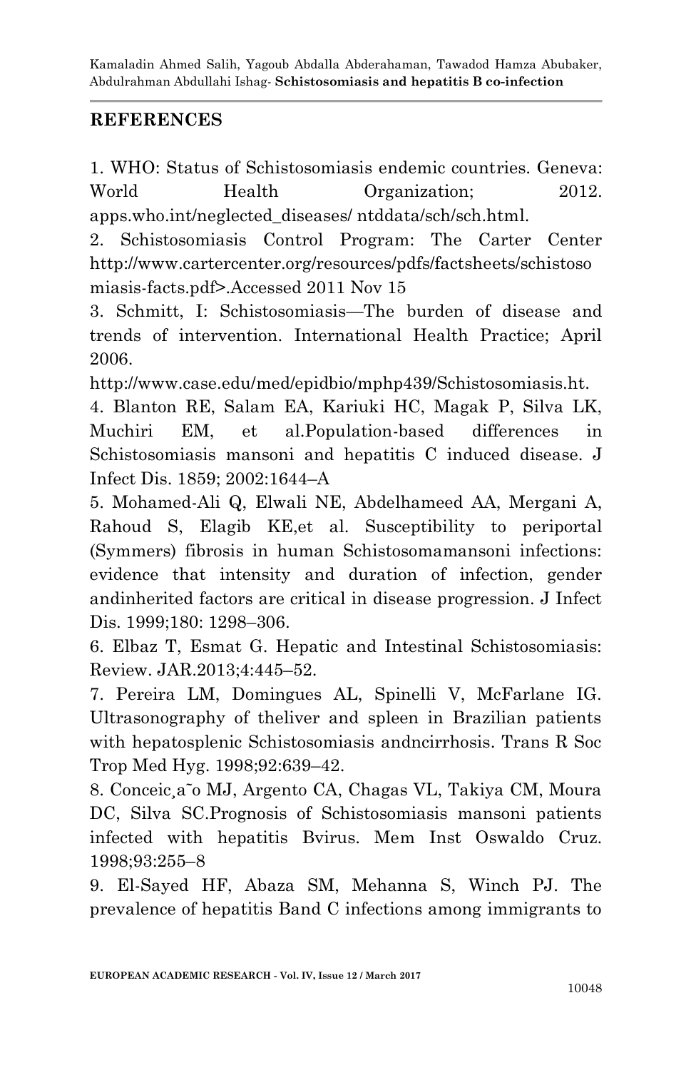## REFERENCES

1. WHO: Status of Schistosomiasis endemic countries. Geneva: World Health Organization; 2012. apps.who.int/neglected_diseases/ ntddata/sch/sch.html.

2. Schistosomiasis Control Program: The Carter Center http://www.cartercenter.org/resources/pdfs/factsheets/schistosomiasis-facts.pdf>.Accessed 2011 Nov 15

3. Schmitt, I: Schistosomiasis—The burden of disease and trends of intervention. International Health Practice; April 2006. http://www.case.edu/med/epidbio/mphp439/Schistosomiasis.ht.

4. Blanton RE, Salam EA, Kariuki HC, Magak P, Silva LK, Muchiri EM, et al.Population-based differences in Schistosomiasis mansoni and hepatitis C induced disease. J Infect Dis. 1859; 2002:1644–A

5. Mohamed-Ali Q, Elwali NE, Abdelhameed AA, Mergani A, Rahoud S, Elagib KE,et al. Susceptibility to periportal (Symmers) fibrosis in human Schistosomamansoni infections: evidence that intensity and duration of infection, gender andinherited factors are critical in disease progression. J Infect Dis. 1999;180: 1298–306.

6. Elbaz T, Esmat G. Hepatic and Intestinal Schistosomiasis: Review. JAR.2013;4:445–52.

7. Pereira LM, Domingues AL, Spinelli V, McFarlane IG. Ultrasonography of theliver and spleen in Brazilian patients with hepatosplenic Schistosomiasis andncirrhosis. Trans R Soc Trop Med Hyg. 1998;92:639–42.

8. Conceic¸a˜o MJ, Argento CA, Chagas VL, Takiya CM, Moura DC, Silva SC.Prognosis of Schistosomiasis mansoni patients infected with hepatitis Bvirus. Mem Inst Oswaldo Cruz. 1998;93:255–8

9. El-Sayed HF, Abaza SM, Mehanna S, Winch PJ. The prevalence of hepatitis Band C infections among immigrants to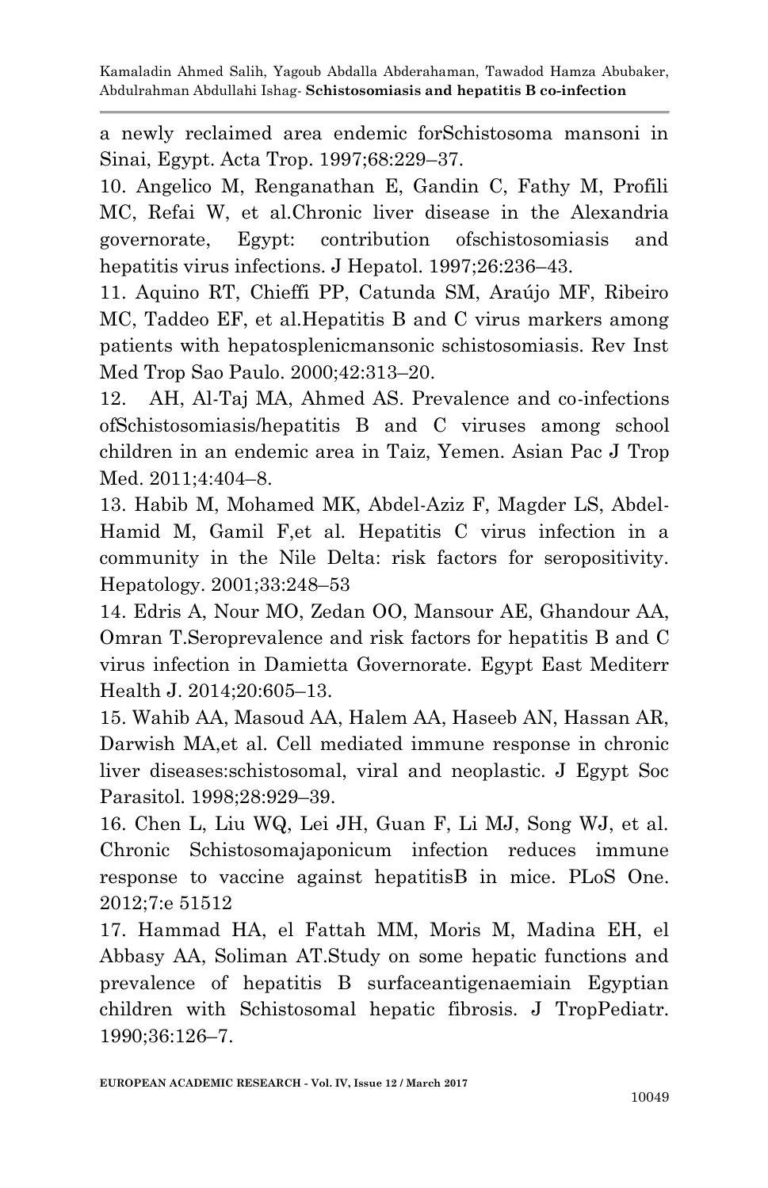a newly reclaimed area endemic forSchistosoma mansoni in Sinai, Egypt. Acta Trop. 1997;68:229–37.

10. Angelico M, Renganathan E, Gandin C, Fathy M, Profili MC, Refai W, et al.Chronic liver disease in the Alexandria governorate, Egypt: contribution ofschistosomiasis and hepatitis virus infections. J Hepatol. 1997;26:236–43.

11. Aquino RT, Chieffi PP, Catunda SM, Araújo MF, Ribeiro MC, Taddeo EF, et al.Hepatitis B and C virus markers among patients with hepatosplenicmansonic schistosomiasis. Rev Inst Med Trop Sao Paulo. 2000;42:313–20.

12. AH, Al-Taj MA, Ahmed AS. Prevalence and co-infections ofSchistosomiasis/hepatitis B and C viruses among school children in an endemic area in Taiz, Yemen. Asian Pac J Trop Med. 2011;4:404–8.

13. Habib M, Mohamed MK, Abdel-Aziz F, Magder LS, Abdel-Hamid M, Gamil F,et al. Hepatitis C virus infection in a community in the Nile Delta: risk factors for seropositivity. Hepatology. 2001;33:248–53

14. Edris A, Nour MO, Zedan OO, Mansour AE, Ghandour AA, Omran T.Seroprevalence and risk factors for hepatitis B and C virus infection in Damietta Governorate. Egypt East Mediterr Health J. 2014;20:605–13.

15. Wahib AA, Masoud AA, Halem AA, Haseeb AN, Hassan AR, Darwish MA,et al. Cell mediated immune response in chronic liver diseases:schistosomal, viral and neoplastic. J Egypt Soc Parasitol. 1998;28:929–39.

16. Chen L, Liu WQ, Lei JH, Guan F, Li MJ, Song WJ, et al. Chronic Schistosomajaponicum infection reduces immune response to vaccine against hepatitisB in mice. PLoS One. 2012;7:e 51512

17. Hammad HA, el Fattah MM, Moris M, Madina EH, el Abbasy AA, Soliman AT.Study on some hepatic functions and prevalence of hepatitis B surfaceantigenaemiain Egyptian children with Schistosomal hepatic fibrosis. J TropPediatr. 1990;36:126–7.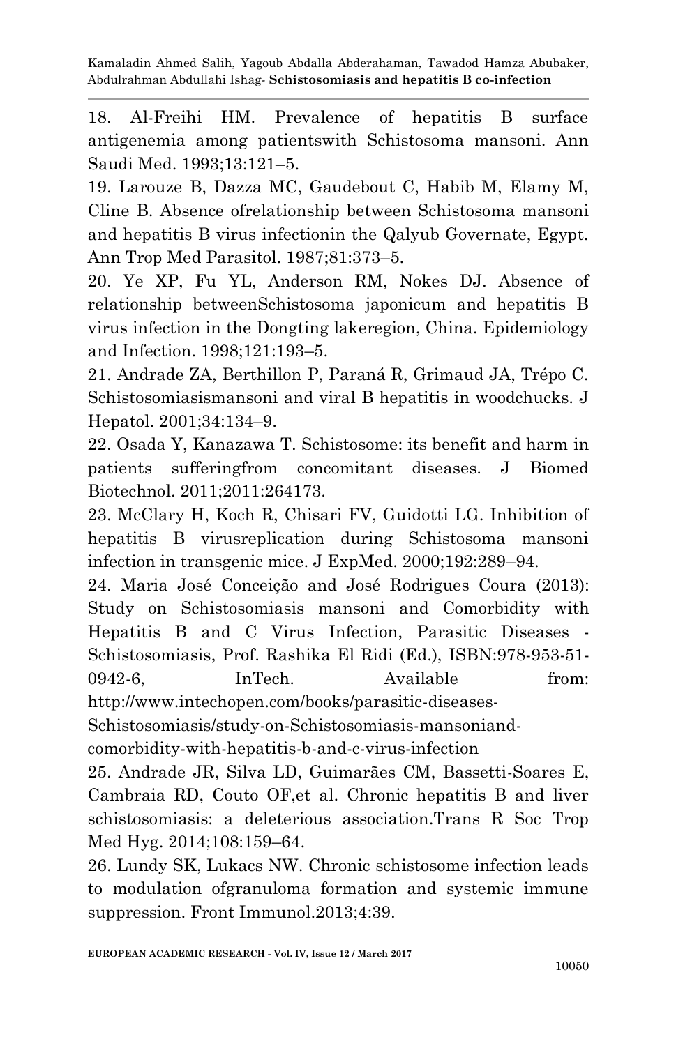18. Al-Freihi HM. Prevalence of hepatitis B surface antigenemia among patientswith Schistosoma mansoni. Ann Saudi Med. 1993;13:121–5.

19. Larouze B, Dazza MC, Gaudebout C, Habib M, Elamy M, Cline B. Absence ofrelationship between Schistosoma mansoni and hepatitis B virus infectionin the Qalyub Governate, Egypt. Ann Trop Med Parasitol. 1987;81:373–5.

20. Ye XP, Fu YL, Anderson RM, Nokes DJ. Absence of relationship betweenSchistosoma japonicum and hepatitis B virus infection in the Dongting lakeregion, China. Epidemiology and Infection. 1998;121:193–5.

21. Andrade ZA, Berthillon P, Paraná R, Grimaud JA, Trépo C. Schistosomiasismansoni and viral B hepatitis in woodchucks. J Hepatol. 2001;34:134–9.

22. Osada Y, Kanazawa T. Schistosome: its benefit and harm in patients sufferingfrom concomitant diseases. J Biomed Biotechnol. 2011;2011:264173.

23. McClary H, Koch R, Chisari FV, Guidotti LG. Inhibition of hepatitis B virusreplication during Schistosoma mansoni infection in transgenic mice. J ExpMed. 2000;192:289–94.

24. Maria José Conceição and José Rodrigues Coura (2013): Study on Schistosomiasis mansoni and Comorbidity with Hepatitis B and C Virus Infection, Parasitic Diseases - Schistosomiasis, Prof. Rashika El Ridi (Ed.), ISBN:978-953-51-0942-6, InTech. Available from: http://www.intechopen.com/books/parasitic-diseases-Schistosomiasis/study-on-Schistosomiasis-mansoniand-comorbidity-with-hepatitis-b-and-c-virus-infection

25. Andrade JR, Silva LD, Guimarães CM, Bassetti-Soares E, Cambraia RD, Couto OF,et al. Chronic hepatitis B and liver schistosomiasis: a deleterious association.Trans R Soc Trop Med Hyg. 2014;108:159–64.

26. Lundy SK, Lukacs NW. Chronic schistosome infection leads to modulation ofgranuloma formation and systemic immune suppression. Front Immunol.2013;4:39.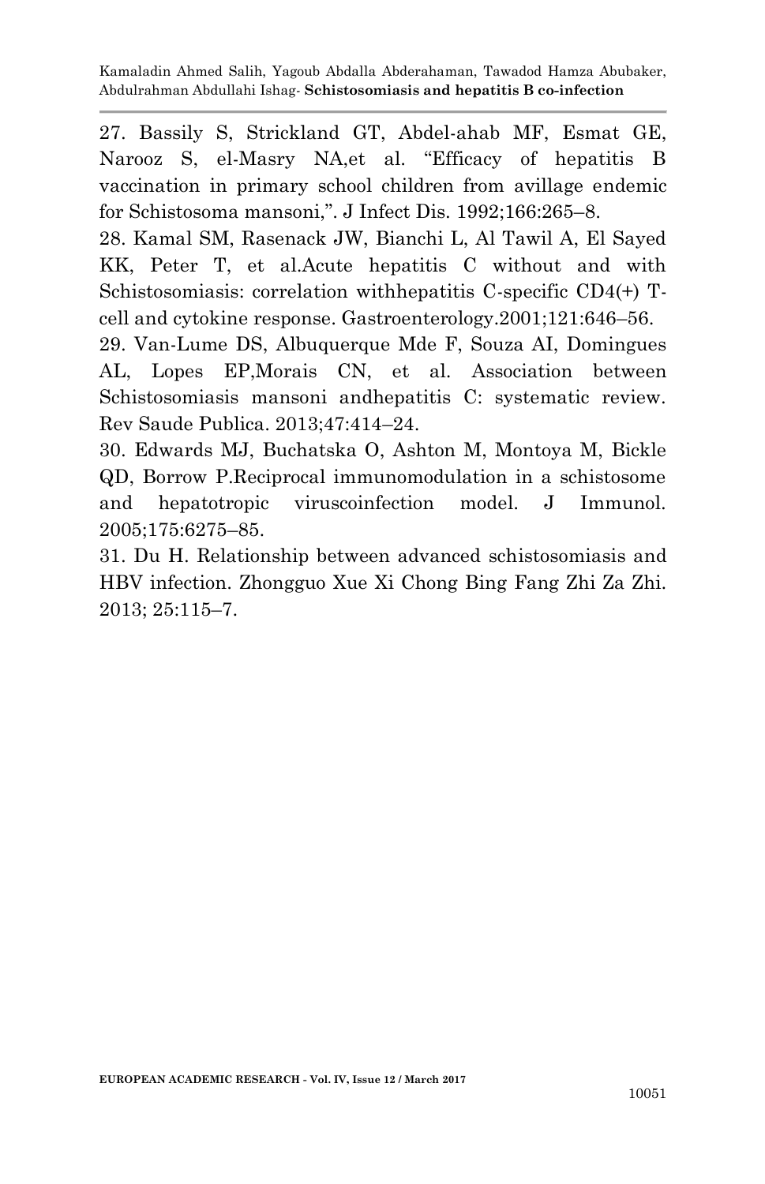27. Bassily S, Strickland GT, Abdel-ahab MF, Esmat GE, Narooz S, el-Masry NA,et al. "Efficacy of hepatitis B vaccination in primary school children from avillage endemic for Schistosoma mansoni,". J Infect Dis. 1992;166:265–8.

28. Kamal SM, Rasenack JW, Bianchi L, Al Tawil A, El Sayed KK, Peter T, et al.Acute hepatitis C without and with Schistosomiasis: correlation withhepatitis C-specific CD4(+) T-cell and cytokine response. Gastroenterology.2001;121:646–56.

29. Van-Lume DS, Albuquerque Mde F, Souza AI, Domingues AL, Lopes EP,Morais CN, et al. Association between Schistosomiasis mansoni andhepatitis C: systematic review. Rev Saude Publica. 2013;47:414–24.

30. Edwards MJ, Buchatska O, Ashton M, Montoya M, Bickle QD, Borrow P.Reciprocal immunomodulation in a schistosome and hepatotropic viruscoinfection model. J Immunol. 2005;175:6275–85.

31. Du H. Relationship between advanced schistosomiasis and HBV infection. Zhongguo Xue Xi Chong Bing Fang Zhi Za Zhi. 2013; 25:115–7.